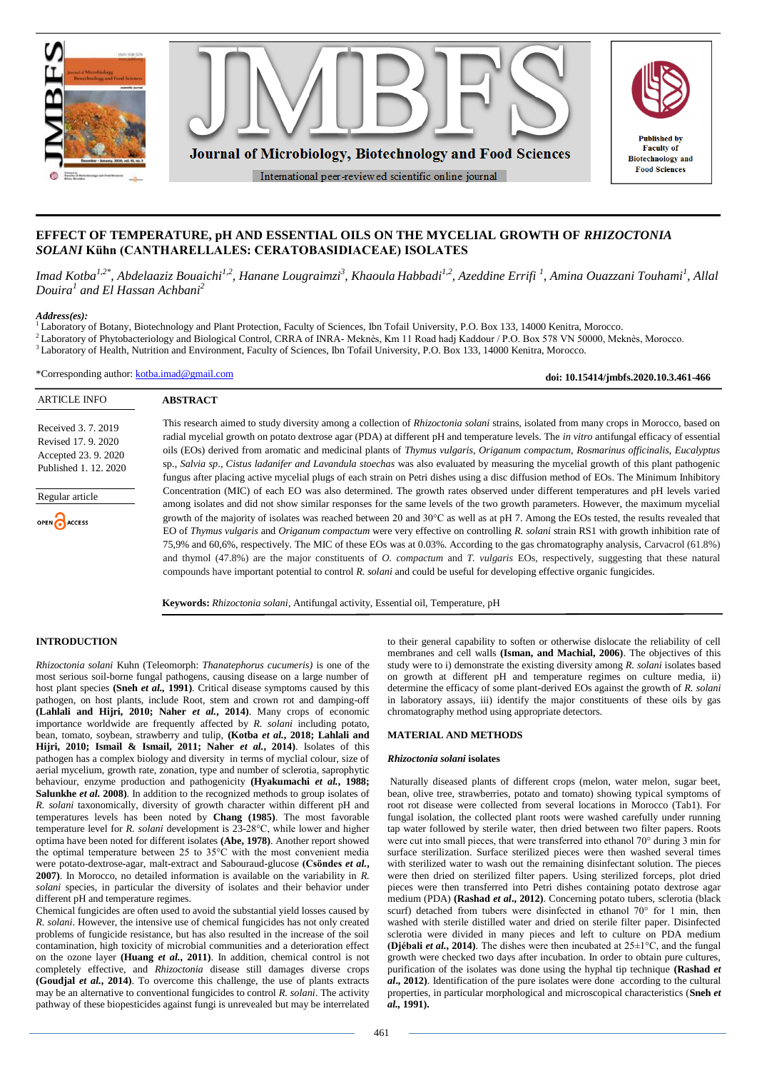# EFFECT OF TEMPERATURE, pH AND ESSENTIAL OILS ON THE MYCELIAL GROWTH OF *RHIZOCTONIA SOLANI* Kühn (CANTHARELLALES: CERATOBASIDIACEAE) ISOLATES

*Imad Kotba*[1,2*], *Abdelaaziz Bouaichi*[1,2], *Hanane Lougraimzi*[3], *Khaoula Habbadi*[1,2], *Azeddine Errifi* [1], *Amina Ouazzani Touhami*[1], *Allal Douira*[1] *and El Hassan Achbani*[2]

***Address(es):***

[1] Laboratory of Botany, Biotechnology and Plant Protection, Faculty of Sciences, Ibn Tofail University, P.O. Box 133, 14000 Kenitra, Morocco.

[2] Laboratory of Phytobacteriology and Biological Control, CRRA of INRA- Meknès, Km 11 Road hadj Kaddour / P.O. Box 578 VN 50000, Meknès, Morocco.

[3] Laboratory of Health, Nutrition and Environment, Faculty of Sciences, Ibn Tofail University, P.O. Box 133, 14000 Kenitra, Morocco.

*Corresponding author: kotba.imad@gmail.com

**doi: 10.15414/jmbfs.2020.10.3.461-466**

| ARTICLE INFO |
|---|
| Received 3. 7. 2019 |
| Revised 17. 9. 2020 |
| Accepted 23. 9. 2020 |
| Published 1. 12. 2020 |
| Regular article |
| OPEN ACCESS |

## ABSTRACT

This research aimed to study diversity among a collection of *Rhizoctonia solani* strains, isolated from many crops in Morocco, based on radial mycelial growth on potato dextrose agar (PDA) at different pH and temperature levels. The *in vitro* antifungal efficacy of essential oils (EOs) derived from aromatic and medicinal plants of *Thymus vulgaris, Origanum compactum, Rosmarinus officinalis, Eucalyptus* sp., *Salvia sp., Cistus ladanifer and Lavandula stoechas* was also evaluated by measuring the mycelial growth of this plant pathogenic fungus after placing active mycelial plugs of each strain on Petri dishes using a disc diffusion method of EOs. The Minimum Inhibitory Concentration (MIC) of each EO was also determined. The growth rates observed under different temperatures and pH levels varied among isolates and did not show similar responses for the same levels of the two growth parameters. However, the maximum mycelial growth of the majority of isolates was reached between 20 and 30°C as well as at pH 7. Among the EOs tested, the results revealed that EO of *Thymus vulgaris* and *Origanum compactum* were very effective on controlling *R. solani* strain RS1 with growth inhibition rate of 75,9% and 60,6%, respectively. The MIC of these EOs was at 0.03%. According to the gas chromatography analysis, Carvacrol (61.8%) and thymol (47.8%) are the major constituents of *O. compactum* and *T. vulgaris* EOs, respectively, suggesting that these natural compounds have important potential to control *R. solani* and could be useful for developing effective organic fungicides.

**Keywords:** *Rhizoctonia solani*, Antifungal activity, Essential oil, Temperature, pH

## INTRODUCTION

*Rhizoctonia solani* Kuhn (Teleomorph: *Thanatephorus cucumeris)* is one of the most serious soil-borne fungal pathogens, causing disease on a large number of host plant species **(Sneh *et al.*, 1991)**. Critical disease symptoms caused by this pathogen, on host plants, include Root, stem and crown rot and damping-off **(Lahlali and Hijri, 2010; Naher *et al.*, 2014)**. Many crops of economic importance worldwide are frequently affected by *R. solani* including potato, bean, tomato, soybean, strawberry and tulip, **(Kotba *et al.*, 2018; Lahlali and Hijri, 2010; Ismail & Ismail, 2011; Naher *et al.*, 2014)**. Isolates of this pathogen has a complex biology and diversity in terms of myclial colour, size of aerial mycelium, growth rate, zonation, type and number of sclerotia, saprophytic behaviour, enzyme production and pathogenicity **(Hyakumachi *et al.*, 1988; Salunkhe *et al.* 2008)**. In addition to the recognized methods to group isolates of *R. solani* taxonomically, diversity of growth character within different pH and temperatures levels has been noted by **Chang (1985)**. The most favorable temperature level for *R. solani* development is 23-28°C, while lower and higher optima have been noted for different isolates **(Abe, 1978)**. Another report showed the optimal temperature between 25 to 35°C with the most convenient media were potato-dextrose-agar, malt-extract and Sabouraud-glucose **(Csöndes *et al.*, 2007)**. In Morocco, no detailed information is available on the variability in *R. solani* species, in particular the diversity of isolates and their behavior under different pH and temperature regimes.

Chemical fungicides are often used to avoid the substantial yield losses caused by *R. solani*. However, the intensive use of chemical fungicides has not only created problems of fungicide resistance, but has also resulted in the increase of the soil contamination, high toxicity of microbial communities and a deterioration effect on the ozone layer **(Huang *et al.*, 2011)**. In addition, chemical control is not completely effective, and *Rhizoctonia* disease still damages diverse crops **(Goudjal *et al.*, 2014)**. To overcome this challenge, the use of plants extracts may be an alternative to conventional fungicides to control *R. solani*. The activity pathway of these biopesticides against fungi is unrevealed but may be interrelated to their general capability to soften or otherwise dislocate the reliability of cell membranes and cell walls **(Isman, and Machial, 2006)**. The objectives of this study were to i) demonstrate the existing diversity among *R. solani* isolates based on growth at different pH and temperature regimes on culture media, ii) determine the efficacy of some plant-derived EOs against the growth of *R. solani* in laboratory assays, iii) identify the major constituents of these oils by gas chromatography method using appropriate detectors.

## MATERIAL AND METHODS

### *Rhizoctonia solani* isolates

Naturally diseased plants of different crops (melon, water melon, sugar beet, bean, olive tree, strawberries, potato and tomato) showing typical symptoms of root rot disease were collected from several locations in Morocco (Tab1). For fungal isolation, the collected plant roots were washed carefully under running tap water followed by sterile water, then dried between two filter papers. Roots were cut into small pieces, that were transferred into ethanol 70° during 3 min for surface sterilization. Surface sterilized pieces were then washed several times with sterilized water to wash out the remaining disinfectant solution. The pieces were then dried on sterilized filter papers. Using sterilized forceps, plot dried pieces were then transferred into Petri dishes containing potato dextrose agar medium (PDA) **(Rashad *et al.*, 2012)**. Concerning potato tubers, sclerotia (black scurf) detached from tubers were disinfected in ethanol 70° for 1 min, then washed with sterile distilled water and dried on sterile filter paper. Disinfected sclerotia were divided in many pieces and left to culture on PDA medium **(Djébali *et al.*, 2014)**. The dishes were then incubated at 25±1°C, and the fungal growth were checked two days after incubation. In order to obtain pure cultures, purification of the isolates was done using the hyphal tip technique **(Rashad *et al.*, 2012)**. Identification of the pure isolates were done according to the cultural properties, in particular morphological and microscopical characteristics (**Sneh *et al.*, 1991).**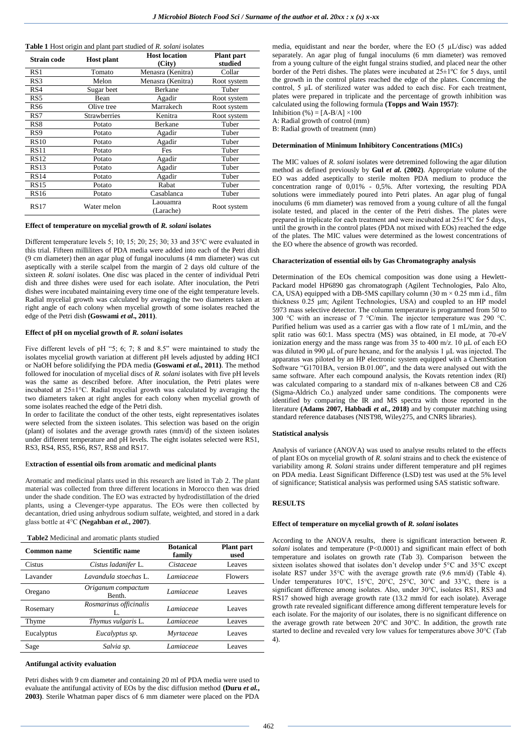**Table 1** Host origin and plant part studied of *R. solani* isolates

| Strain code | Host plant | Host location (City) | Plant part studied |
|---|---|---|---|
| RS1 | Tomato | Menasra (Kenitra) | Collar |
| RS3 | Melon | Menasra (Kenitra) | Root system |
| RS4 | Sugar beet | Berkane | Tuber |
| RS5 | Bean | Agadir | Root system |
| RS6 | Olive tree | Marrakech | Root system |
| RS7 | Strawberries | Kenitra | Root system |
| RS8 | Potato | Berkane | Tuber |
| RS9 | Potato | Agadir | Tuber |
| RS10 | Potato | Agadir | Tuber |
| RS11 | Potato | Fes | Tuber |
| RS12 | Potato | Agadir | Tuber |
| RS13 | Potato | Agadir | Tuber |
| RS14 | Potato | Agadir | Tuber |
| RS15 | Potato | Rabat | Tuber |
| RS16 | Potato | Casablanca | Tuber |
| RS17 | Water melon | Laouamra (Larache) | Root system |

#### Effect of temperature on mycelial growth of *R. solani* isolates

Different temperature levels 5; 10; 15; 20; 25; 30; 33 and 35°C were evaluated in this trial. Fifteen milliliters of PDA media were added into each of the Petri dish (9 cm diameter) then an agar plug of fungal inoculums (4 mm diameter) was cut aseptically with a sterile scalpel from the margin of 2 days old culture of the sixteen *R. solani* isolates. One disc was placed in the center of individual Petri dish and three dishes were used for each isolate. After inoculation, the Petri dishes were incubated maintaining every time one of the eight temperature levels. Radial mycelial growth was calculated by averaging the two diameters taken at right angle of each colony when mycelial growth of some isolates reached the edge of the Petri dish **(Goswami *et al*., 2011)**.

#### Effect of pH on mycelial growth of *R. solani* isolates

Five different levels of pH "5; 6; 7; 8 and 8.5" were maintained to study the isolates mycelial growth variation at different pH levels adjusted by adding HCl or NaOH before solidifying the PDA media **(Goswami *et al.*, 2011)**. The method followed for inoculation of mycelial discs of *R. solani* isolates with five pH levels was the same as described before. After inoculation, the Petri plates were incubated at 25±1°C. Radial mycelial growth was calculated by averaging the two diameters taken at right angles for each colony when mycelial growth of some isolates reached the edge of the Petri dish.

In order to facilitate the conduct of the other tests, eight representatives isolates were selected from the sixteen isolates. This selection was based on the origin (plant) of isolates and the average growth rates (mm/d) of the sixteen isolates under different temperature and pH levels. The eight isolates selected were RS1, RS3, RS4, RS5, RS6, RS7, RS8 and RS17.

#### Extraction of essential oils from aromatic and medicinal plants

Aromatic and medicinal plants used in this research are listed in Tab 2. The plant material was collected from three different locations in Morocco then was dried under the shade condition. The EO was extracted by hydrodistillation of the dried plants, using a Clevenger-type apparatus. The EOs were then collected by decantation, dried using anhydrous sodium sulfate, weighted, and stored in a dark glass bottle at 4°C **(Negahban *et al.*, 2007)**.

**Table2** Medicinal and aromatic plants studied

| Common name | Scientific name | Botanical family | Plant part used |
|---|---|---|---|
| Cistus | *Cistus ladanifer* L. | *Cistaceae* | Leaves |
| Lavander | *Lavandula stoechas* L. | *Lamiaceae* | Flowers |
| Oregano | *Origanum compactum* Benth. | *Lamiaceae* | Leaves |
| Rosemary | *Rosmarinus officinalis* L. | *Lamiaceae* | Leaves |
| Thyme | *Thymus vulgaris* L. | *Lamiaceae* | Leaves |
| Eucalyptus | *Eucalyptus sp.* | *Myrtaceae* | Leaves |
| Sage | *Salvia sp.* | *Lamiaceae* | Leaves |

#### Antifungal activity evaluation

Petri dishes with 9 cm diameter and containing 20 ml of PDA media were used to evaluate the antifungal activity of EOs by the disc diffusion method **(Duru *et al.*, 2003)**. Sterile Whatman paper discs of 6 mm diameter were placed on the PDA media, equidistant and near the border, where the EO (5 µL/disc) was added separately. An agar plug of fungal inoculums (6 mm diameter) was removed from a young culture of the eight fungal strains studied, and placed near the other border of the Petri dishes. The plates were incubated at 25±1ºC for 5 days, until the growth in the control plates reached the edge of the plates. Concerning the control, 5 µL of sterilized water was added to each disc. For each treatment, plates were prepared in triplicate and the percentage of growth inhibition was calculated using the following formula **(Topps and Wain 1957)**:

Inhibition (%) = [A-B/A] ×100

A: Radial growth of control (mm)

B: Radial growth of treatment (mm)

#### Determination of Minimum Inhibitory Concentrations (MICs)

The MIC values of *R. solani* isolates were detremined following the agar dilution method as defined previously by **Gul *et al.* (2002)**. Appropriate volume of the EO was added aseptically to sterile molten PDA medium to produce the concentration range of 0,01% - 0,5%. After vortexing, the resulting PDA solutions were immediately poured into Petri plates. An agar plug of fungal inoculums (6 mm diameter) was removed from a young culture of all the fungal isolate tested, and placed in the center of the Petri dishes. The plates were prepared in triplicate for each treatment and were incubated at 25±1ºC for 5 days, until the growth in the control plates (PDA not mixed with EOs) reached the edge of the plates. The MIC values were determined as the lowest concentrations of the EO where the absence of growth was recorded.

#### Characterization of essential oils by Gas Chromatography analysis

Determination of the EOs chemical composition was done using a Hewlett-Packard model HP6890 gas chromatograph (Agilent Technologies, Palo Alto, CA, USA) equipped with a DB-5MS capillary column (30 m × 0.25 mm i.d., film thickness 0.25 µm; Agilent Technologies, USA) and coupled to an HP model 5973 mass selective detector. The column temperature is programmed from 50 to 300 °C with an increase of 7 °C/min. The injector temperature was 290 °C. Purified helium was used as a carrier gas with a flow rate of 1 mL/min, and the split ratio was 60:1. Mass spectra (MS) was obtained, in EI mode, at 70-eV ionization energy and the mass range was from 35 to 400 m/z. 10 µL of each EO was diluted in 990 µL of pure hexane, and for the analysis 1 µL was injected. The apparatus was piloted by an HP electronic system equipped with a ChemStation Software "G1701BA, version B.01.00", and the data were analysed out with the same software. After each compound analysis, the Kovats retention index (RI) was calculated comparing to a standard mix of n-alkanes between C8 and C26 (Sigma-Aldrich Co.) analyzed under same conditions. The components were identified by comparing the IR and MS spectra with those reported in the literature **(Adams 2007, Habbadi *et al.*, 2018)** and by computer matching using standard reference databases (NIST98, Wiley275, and CNRS libraries).

#### Statistical analysis

Analysis of variance (ANOVA) was used to analyse results related to the effects of plant EOs on mycelial growth of *R. solani* strains and to check the existence of variability among *R. Solani* strains under different temperature and pH regimes on PDA media. Least Significant Difference (LSD) test was used at the 5% level of significance; Statistical analysis was performed using SAS statistic software.

## RESULTS

#### Effect of temperature on mycelial growth of *R. solani* isolates

According to the ANOVA results, there is significant interaction between *R. solani* isolates and temperature ($P<0.0001$) and significant main effect of both temperature and isolates on growth rate (Tab 3). Comparison between the sixteen isolates showed that isolates don't develop under 5°C and 35°C except isolate RS7 under 35°C with the average growth rate (9.6 mm/d) (Table 4). Under temperatures 10°C, 15°C, 20°C, 25°C, 30°C and 33°C, there is a significant difference among isolates. Also, under 30°C, isolates RS1, RS3 and RS17 showed high average growth rate (13.2 mm/d for each isolate). Average growth rate revealed significant difference among different temperature levels for each isolate. For the majority of our isolates, there is no significant difference on the average growth rate between 20°C and 30°C. In addition, the growth rate started to decline and revealed very low values for temperatures above 30°C (Tab 4).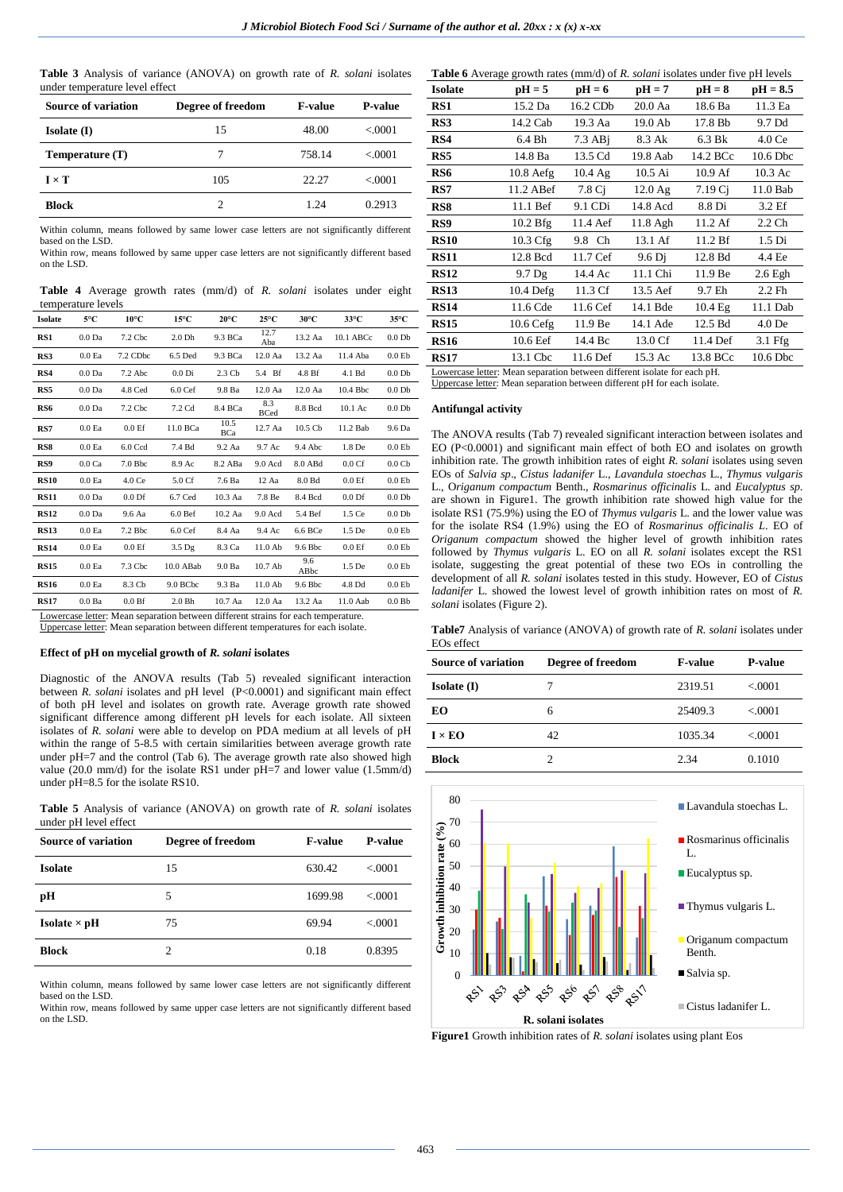**Table 3** Analysis of variance (ANOVA) on growth rate of *R. solani* isolates under temperature level effect

| Source of variation | Degree of freedom | F-value | P-value |
|---|---|---|---|
| **Isolate (I)** | 15 | 48.00 | <.0001 |
| **Temperature (T)** | 7 | 758.14 | <.0001 |
| **I × T** | 105 | 22.27 | <.0001 |
| **Block** | 2 | 1.24 | 0.2913 |

Within column, means followed by same lower case letters are not significantly different based on the LSD.
Within row, means followed by same upper case letters are not significantly different based on the LSD.

**Table 4** Average growth rates (mm/d) of *R. solani* isolates under eight temperature levels

| Isolate | 5°C | 10°C | 15°C | 20°C | 25°C | 30°C | 33°C | 35°C |
|---|---|---|---|---|---|---|---|---|
| RS1 | 0.0 Da | 7.2 Cbc | 2.0 Dh | 9.3 BCa | 12.7 Aba | 13.2 Aa | 10.1 ABCc | 0.0 Db |
| RS3 | 0.0 Ea | 7.2 CDbc | 6.5 Ded | 9.3 BCa | 12.0 Aa | 13.2 Aa | 11.4 Aba | 0.0 Eb |
| RS4 | 0.0 Da | 7.2 Abc | 0.0 Di | 2.3 Cb | 5.4 Bf | 4.8 Bf | 4.1 Bd | 0.0 Db |
| RS5 | 0.0 Da | 4.8 Ced | 6.0 Cef | 9.8 Ba | 12.0 Aa | 12.0 Aa | 10.4 Bbc | 0.0 Db |
| RS6 | 0.0 Da | 7.2 Cbc | 7.2 Cd | 8.4 BCa | 8.3 BCed | 8.8 Bcd | 10.1 Ac | 0.0 Db |
| RS7 | 0.0 Ea | 0.0 Ef | 11.0 BCa | 10.5 BCa | 12.7 Aa | 10.5 Cb | 11.2 Bab | 9.6 Da |
| RS8 | 0.0 Ea | 6.0 Ccd | 7.4 Bd | 9.2 Aa | 9.7 Ac | 9.4 Abc | 1.8 De | 0.0 Eb |
| RS9 | 0.0 Ca | 7.0 Bbc | 8.9 Ac | 8.2 ABa | 9.0 Acd | 8.0 ABd | 0.0 Cf | 0.0 Cb |
| RS10 | 0.0 Ea | 4.0 Ce | 5.0 Cf | 7.6 Ba | 12 Aa | 8.0 Bd | 0.0 Ef | 0.0 Eb |
| RS11 | 0.0 Da | 0.0 Df | 6.7 Ced | 10.3 Aa | 7.8 Be | 8.4 Bcd | 0.0 Df | 0.0 Db |
| RS12 | 0.0 Da | 9.6 Aa | 6.0 Bef | 10.2 Aa | 9.0 Acd | 5.4 Bef | 1.5 Ce | 0.0 Db |
| RS13 | 0.0 Ea | 7.2 Bbc | 6.0 Cef | 8.4 Aa | 9.4 Ac | 6.6 BCe | 1.5 De | 0.0 Eb |
| RS14 | 0.0 Ea | 0.0 Ef | 3.5 Dg | 8.3 Ca | 11.0 Ab | 9.6 Bbc | 0.0 Ef | 0.0 Eb |
| RS15 | 0.0 Ea | 7.3 Cbc | 10.0 ABab | 9.0 Ba | 10.7 Ab | 9.6 ABbc | 1.5 De | 0.0 Eb |
| RS16 | 0.0 Ea | 8.3 Cb | 9.0 BCbc | 9.3 Ba | 11.0 Ab | 9.6 Bbc | 4.8 Dd | 0.0 Eb |
| RS17 | 0.0 Ba | 0.0 Bf | 2.0 Bh | 10.7 Aa | 12.0 Aa | 13.2 Aa | 11.0 Aab | 0.0 Bb |

Lowercase letter: Mean separation between different strains for each temperature.
Uppercase letter: Mean separation between different temperatures for each isolate.

### Effect of pH on mycelial growth of *R. solani* isolates

Diagnostic of the ANOVA results (Tab 5) revealed significant interaction between *R. solani* isolates and pH level (P<0.0001) and significant main effect of both pH level and isolates on growth rate. Average growth rate showed significant difference among different pH levels for each isolate. All sixteen isolates of *R. solani* were able to develop on PDA medium at all levels of pH within the range of 5-8.5 with certain similarities between average growth rate under pH=7 and the control (Tab 6). The average growth rate also showed high value (20.0 mm/d) for the isolate RS1 under pH=7 and lower value (1.5mm/d) under pH=8.5 for the isolate RS10.

**Table 5** Analysis of variance (ANOVA) on growth rate of *R. solani* isolates under pH level effect

| Source of variation | Degree of freedom | F-value | P-value |
|---|---|---|---|
| **Isolate** | 15 | 630.42 | <.0001 |
| **pH** | 5 | 1699.98 | <.0001 |
| **Isolate × pH** | 75 | 69.94 | <.0001 |
| **Block** | 2 | 0.18 | 0.8395 |

Within column, means followed by same lower case letters are not significantly different based on the LSD.
Within row, means followed by same upper case letters are not significantly different based on the LSD.

**Table 6** Average growth rates (mm/d) of *R. solani* isolates under five pH levels

| Isolate | pH = 5 | pH = 6 | pH = 7 | pH = 8 | pH = 8.5 |
|---|---|---|---|---|---|
| RS1 | 15.2 Da | 16.2 CDb | 20.0 Aa | 18.6 Ba | 11.3 Ea |
| RS3 | 14.2 Cab | 19.3 Aa | 19.0 Ab | 17.8 Bb | 9.7 Dd |
| RS4 | 6.4 Bh | 7.3 ABj | 8.3 Ak | 6.3 Bk | 4.0 Ce |
| RS5 | 14.8 Ba | 13.5 Cd | 19.8 Aab | 14.2 BCc | 10.6 Dbc |
| RS6 | 10.8 Aefg | 10.4 Ag | 10.5 Ai | 10.9 Af | 10.3 Ac |
| RS7 | 11.2 ABef | 7.8 Cj | 12.0 Ag | 7.19 Cj | 11.0 Bab |
| RS8 | 11.1 Bef | 9.1 CDi | 14.8 Acd | 8.8 Di | 3.2 Ef |
| RS9 | 10.2 Bfg | 11.4 Aef | 11.8 Agh | 11.2 Af | 2.2 Ch |
| RS10 | 10.3 Cfg | 9.8 Ch | 13.1 Af | 11.2 Bf | 1.5 Di |
| RS11 | 12.8 Bcd | 11.7 Cef | 9.6 Dj | 12.8 Bd | 4.4 Ee |
| RS12 | 9.7 Dg | 14.4 Ac | 11.1 Chi | 11.9 Be | 2.6 Egh |
| RS13 | 10.4 Defg | 11.3 Cf | 13.5 Aef | 9.7 Eh | 2.2 Fh |
| RS14 | 11.6 Cde | 11.6 Cef | 14.1 Bde | 10.4 Eg | 11.1 Dab |
| RS15 | 10.6 Cefg | 11.9 Be | 14.1 Ade | 12.5 Bd | 4.0 De |
| RS16 | 10.6 Eef | 14.4 Bc | 13.0 Cf | 11.4 Def | 3.1 Ffg |
| RS17 | 13.1 Cbc | 11.6 Def | 15.3 Ac | 13.8 BCc | 10.6 Dbc |

Lowercase letter: Mean separation between different isolate for each pH.
Uppercase letter: Mean separation between different pH for each isolate.

### Antifungal activity

The ANOVA results (Tab 7) revealed significant interaction between isolates and EO (P<0.0001) and significant main effect of both EO and isolates on growth inhibition rate. The growth inhibition rates of eight *R. solani* isolates using seven EOs of *Salvia sp*., *Cistus ladanifer* L., *Lavandula stoechas* L., *Thymus vulgaris* L., O*riganum compactum* Benth., *Rosmarinus officinalis* L. and *Eucalyptus sp*. are shown in Figure1. The growth inhibition rate showed high value for the isolate RS1 (75.9%) using the EO of *Thymus vulgaris* L. and the lower value was for the isolate RS4 (1.9%) using the EO of *Rosmarinus officinalis L*. EO of *Origanum compactum* showed the higher level of growth inhibition rates followed by *Thymus vulgaris* L. EO on all *R. solani* isolates except the RS1 isolate, suggesting the great potential of these two EOs in controlling the development of all *R. solani* isolates tested in this study. However, EO of *Cistus ladanifer* L. showed the lowest level of growth inhibition rates on most of *R. solani* isolates (Figure 2).

**Table7** Analysis of variance (ANOVA) of growth rate of *R. solani* isolates under EOs effect

| Source of variation | Degree of freedom | F-value | P-value |
|---|---|---|---|
| **Isolate (I)** | 7 | 2319.51 | <.0001 |
| **EO** | 6 | 25409.3 | <.0001 |
| **I × EO** | 42 | 1035.34 | <.0001 |
| **Block** | 2 | 2.34 | 0.1010 |

**Figure1** Growth inhibition rates of *R. solani* isolates using plant Eos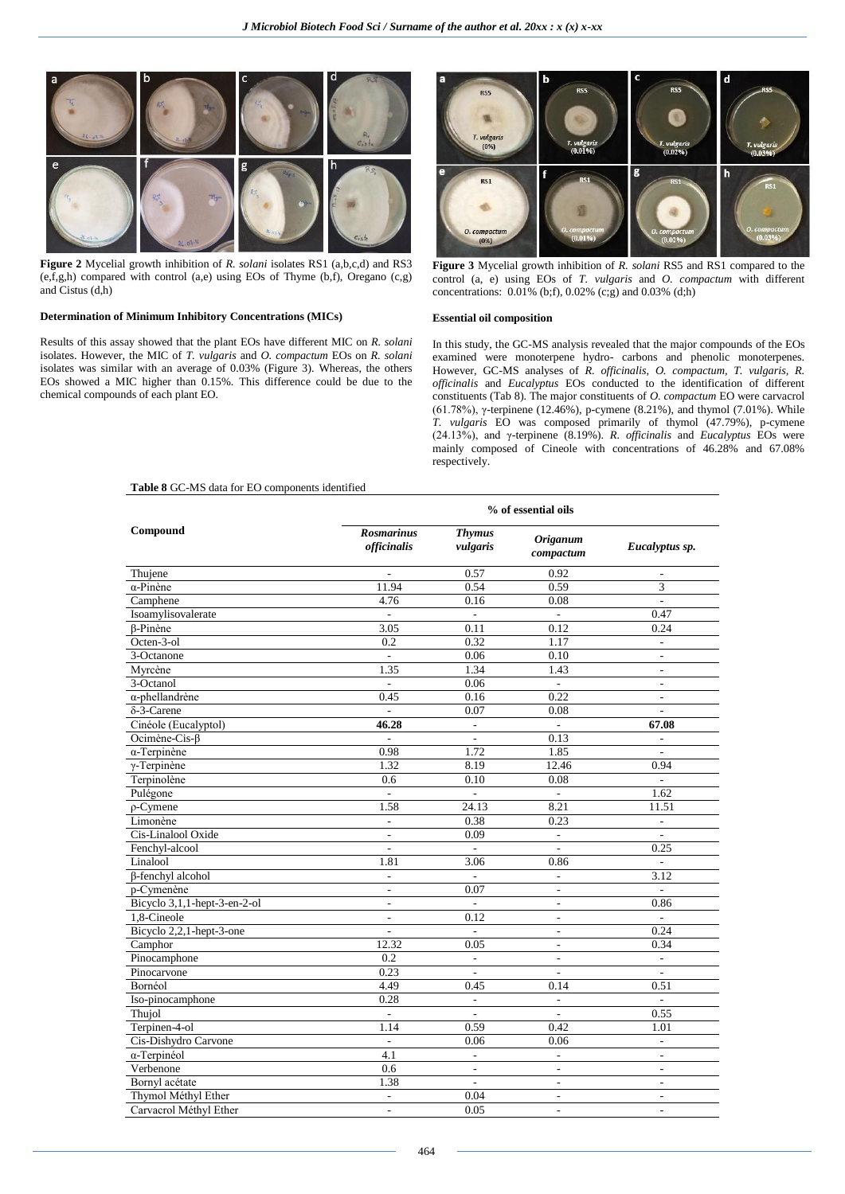**Figure 2** Mycelial growth inhibition of *R. solani* isolates RS1 (a,b,c,d) and RS3 (e,f,g,h) compared with control (a,e) using EOs of Thyme (b,f), Oregano (c,g) and Cistus (d,h)

### Determination of Minimum Inhibitory Concentrations (MICs)

Results of this assay showed that the plant EOs have different MIC on *R. solani* isolates. However, the MIC of *T. vulgaris* and *O. compactum* EOs on *R. solani* isolates was similar with an average of 0.03% (Figure 3). Whereas, the others EOs showed a MIC higher than 0.15%. This difference could be due to the chemical compounds of each plant EO.

**Figure 3** Mycelial growth inhibition of *R. solani* RS5 and RS1 compared to the control (a, e) using EOs of *T. vulgaris* and *O. compactum* with different concentrations: 0.01% (b;f), 0.02% (c;g) and 0.03% (d;h)

### Essential oil composition

In this study, the GC-MS analysis revealed that the major compounds of the EOs examined were monoterpene hydro- carbons and phenolic monoterpenes. However, GC-MS analyses of *R. officinalis, O. compactum, T. vulgaris, R. officinalis* and *Eucalyptus* EOs conducted to the identification of different constituents (Tab 8). The major constituents of *O. compactum* EO were carvacrol (61.78%), γ-terpinene (12.46%), p-cymene (8.21%), and thymol (7.01%). While *T. vulgaris* EO was composed primarily of thymol (47.79%), p-cymene (24.13%), and γ-terpinene (8.19%). *R. officinalis* and *Eucalyptus* EOs were mainly composed of Cineole with concentrations of 46.28% and 67.08% respectively.

**Table 8** GC-MS data for EO components identified

| Compound | % of essential oils | | | |
|---|---|---|---|---|
| | ***Rosmarinus officinalis*** | ***Thymus vulgaris*** | ***Origanum compactum*** | ***Eucalyptus sp.*** |
| Thujene | - | 0.57 | 0.92 | - |
| α-Pinène | 11.94 | 0.54 | 0.59 | 3 |
| Camphene | 4.76 | 0.16 | 0.08 | - |
| Isoamylisovalerate | - | - | - | 0.47 |
| β-Pinène | 3.05 | 0.11 | 0.12 | 0.24 |
| Octen-3-ol | 0.2 | 0.32 | 1.17 | - |
| 3-Octanone | - | 0.06 | 0.10 | - |
| Myrcène | 1.35 | 1.34 | 1.43 | - |
| 3-Octanol | - | 0.06 | - | - |
| α-phellandrène | 0.45 | 0.16 | 0.22 | - |
| δ-3-Carene | - | 0.07 | 0.08 | - |
| Cinéole (Eucalyptol) | **46.28** | - | - | **67.08** |
| Ocimène-Cis-β | - | - | 0.13 | - |
| α-Terpinène | 0.98 | 1.72 | 1.85 | - |
| γ-Terpinène | 1.32 | 8.19 | 12.46 | 0.94 |
| Terpinolène | 0.6 | 0.10 | 0.08 | - |
| Pulégone | - | - | - | 1.62 |
| ρ-Cymene | 1.58 | 24.13 | 8.21 | 11.51 |
| Limonène | - | 0.38 | 0.23 | - |
| Cis-Linalool Oxide | - | 0.09 | - | - |
| Fenchyl-alcool | - | - | - | 0.25 |
| Linalool | 1.81 | 3.06 | 0.86 | - |
| β-fenchyl alcohol | - | - | - | 3.12 |
| p-Cymenène | - | 0.07 | - | - |
| Bicyclo 3,1,1-hept-3-en-2-ol | - | - | - | 0.86 |
| 1,8-Cineole | - | 0.12 | - | - |
| Bicyclo 2,2,1-hept-3-one | - | - | - | 0.24 |
| Camphor | 12.32 | 0.05 | - | 0.34 |
| Pinocamphone | 0.2 | - | - | - |
| Pinocarvone | 0.23 | - | - | - |
| Bornéol | 4.49 | 0.45 | 0.14 | 0.51 |
| Iso-pinocamphone | 0.28 | - | - | - |
| Thujol | - | - | - | 0.55 |
| Terpinen-4-ol | 1.14 | 0.59 | 0.42 | 1.01 |
| Cis-Dishydro Carvone | - | 0.06 | 0.06 | - |
| α-Terpinéol | 4.1 | - | - | - |
| Verbenone | 0.6 | - | - | - |
| Bornyl acétate | 1.38 | - | - | - |
| Thymol Méthyl Ether | - | 0.04 | - | - |
| Carvacrol Méthyl Ether | - | 0.05 | - | - |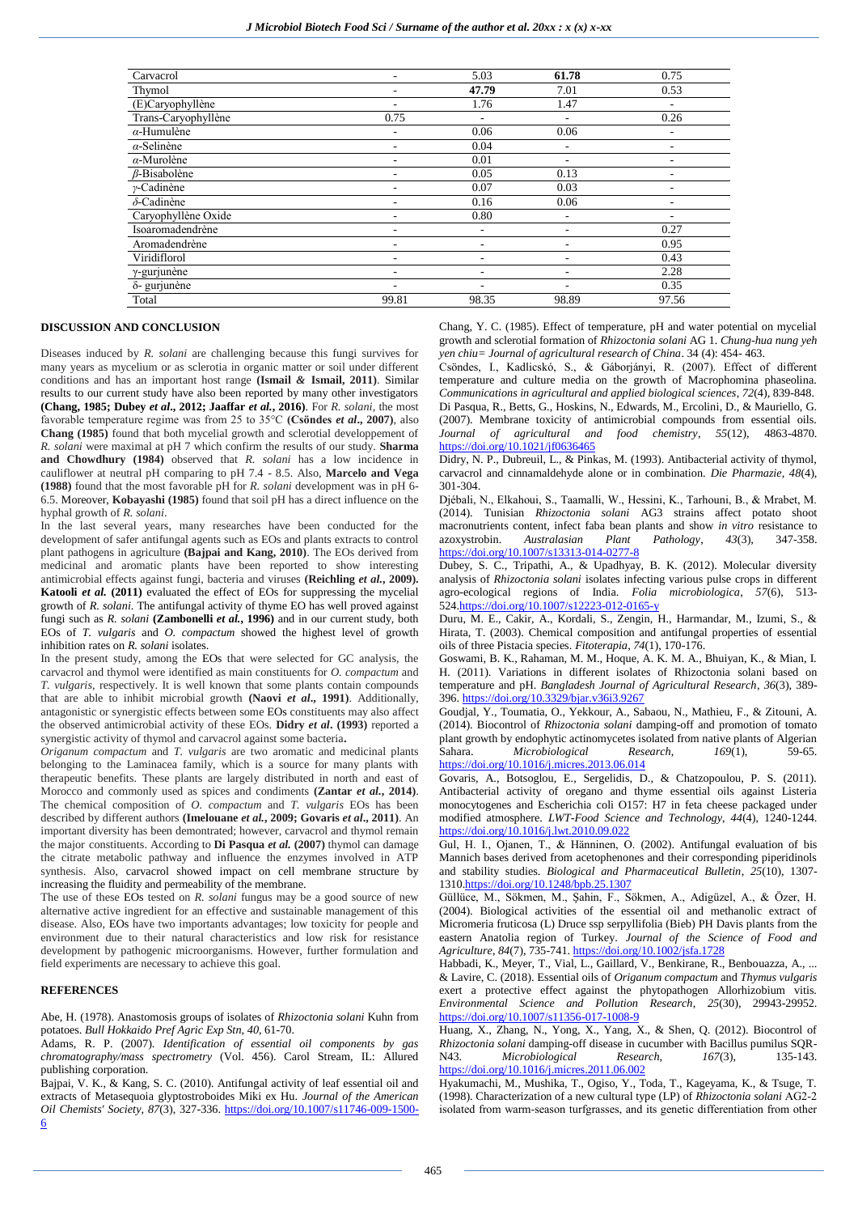| Carvacrol | - | 5.03 | **61.78** | 0.75 |
|---|---|---|---|---|
| Thymol | - | **47.79** | 7.01 | 0.53 |
| (E)Caryophyllène | - | 1.76 | 1.47 | - |
| Trans-Caryophyllène | 0.75 | - | - | 0.26 |
| $\alpha$-Humulène | - | 0.06 | 0.06 | - |
| $\alpha$-Selinène | - | 0.04 | - | - |
| $\alpha$-Murolène | - | 0.01 | - | - |
| $\beta$-Bisabolène | - | 0.05 | 0.13 | - |
| $\gamma$-Cadinène | - | 0.07 | 0.03 | - |
| $\delta$-Cadinène | - | 0.16 | 0.06 | - |
| Caryophyllène Oxide | - | 0.80 | - | - |
| Isoaromadendrène | - | - | - | 0.27 |
| Aromadendrène | - | - | - | 0.95 |
| Viridiflorol | - | - | - | 0.43 |
| γ-gurjunène | - | - | - | 2.28 |
| δ- gurjunène | - | - | - | 0.35 |
| Total | 99.81 | 98.35 | 98.89 | 97.56 |

## DISCUSSION AND CONCLUSION

Diseases induced by *R. solani* are challenging because this fungi survives for many years as mycelium or as sclerotia in organic matter or soil under different conditions and has an important host range **(Ismail & Ismail, 2011)**. Similar results to our current study have also been reported by many other investigators **(Chang, 1985; Dubey *et al*., 2012; Jaaffar *et al.*, 2016)**. For *R. solani*, the most favorable temperature regime was from 25 to 35°C **(Csöndes *et al*., 2007)**, also **Chang (1985)** found that both mycelial growth and sclerotial developpement of *R. solani* were maximal at pH 7 which confirm the results of our study. **Sharma and Chowdhury (1984)** observed that *R. solani* has a low incidence in cauliflower at neutral pH comparing to pH 7.4 - 8.5. Also, **Marcelo and Vega (1988)** found that the most favorable pH for *R. solani* development was in pH 6-6.5. Moreover, **Kobayashi (1985)** found that soil pH has a direct influence on the hyphal growth of *R. solani*.

In the last several years, many researches have been conducted for the development of safer antifungal agents such as EOs and plants extracts to control plant pathogens in agriculture **(Bajpai and Kang, 2010)**. The EOs derived from medicinal and aromatic plants have been reported to show interesting antimicrobial effects against fungi, bacteria and viruses **(Reichling *et al.*, 2009). Katooli *et al.* (2011)** evaluated the effect of EOs for suppressing the mycelial growth of *R. solani*. The antifungal activity of thyme EO has well proved against fungi such as *R. solani* **(Zambonelli *et al.*, 1996)** and in our current study, both EOs of *T. vulgaris* and *O. compactum* showed the highest level of growth inhibition rates on *R. solani* isolates.

In the present study, among the EOs that were selected for GC analysis, the carvacrol and thymol were identified as main constituents for *O. compactum* and *T. vulgaris*, respectively. It is well known that some plants contain compounds that are able to inhibit microbial growth **(Naovi *et al*., 1991)**. Additionally, antagonistic or synergistic effects between some EOs constituents may also affect the observed antimicrobial activity of these EOs. **Didry *et al*. (1993)** reported a synergistic activity of thymol and carvacrol against some bacteria**.**

*Origanum compactum* and *T. vulgaris* are two aromatic and medicinal plants belonging to the Laminacea family, which is a source for many plants with therapeutic benefits. These plants are largely distributed in north and east of Morocco and commonly used as spices and condiments **(Zantar *et al.*, 2014)**. The chemical composition of *O. compactum* and *T. vulgaris* EOs has been described by different authors **(Imelouane *et al.*, 2009; Govaris *et al*., 2011)**. An important diversity has been demontrated; however, carvacrol and thymol remain the major constituents. According to **Di Pasqua *et al.* (2007)** thymol can damage the citrate metabolic pathway and influence the enzymes involved in ATP synthesis. Also, carvacrol showed impact on cell membrane structure by increasing the fluidity and permeability of the membrane.

The use of these EOs tested on *R. solani* fungus may be a good source of new alternative active ingredient for an effective and sustainable management of this disease. Also, EOs have two importants advantages; low toxicity for people and environment due to their natural characteristics and low risk for resistance development by pathogenic microorganisms. However, further formulation and field experiments are necessary to achieve this goal.

## REFERENCES

Abe, H. (1978). Anastomosis groups of isolates of *Rhizoctonia solani* Kuhn from potatoes. *Bull Hokkaido Pref Agric Exp Stn*, *40*, 61-70.

Adams, R. P. (2007). *Identification of essential oil components by gas chromatography/mass spectrometry* (Vol. 456). Carol Stream, IL: Allured publishing corporation.

Bajpai, V. K., & Kang, S. C. (2010). Antifungal activity of leaf essential oil and extracts of Metasequoia glyptostroboides Miki ex Hu. *Journal of the American Oil Chemists' Society*, *87*(3), 327-336. https://doi.org/10.1007/s11746-009-1500-6

Chang, Y. C. (1985). Effect of temperature, pH and water potential on mycelial growth and sclerotial formation of *Rhizoctonia solani* AG 1. *Chung-hua nung yeh yen chiu= Journal of agricultural research of China*. 34 (4): 454- 463.

Csöndes, I., Kadlicskó, S., & Gáborjányi, R. (2007). Effect of different temperature and culture media on the growth of Macrophomina phaseolina. *Communications in agricultural and applied biological sciences*, *72*(4), 839-848.

Di Pasqua, R., Betts, G., Hoskins, N., Edwards, M., Ercolini, D., & Mauriello, G. (2007). Membrane toxicity of antimicrobial compounds from essential oils. *Journal of agricultural and food chemistry*, *55*(12), 4863-4870. https://doi.org/10.1021/jf0636465

Didry, N. P., Dubreuil, L., & Pinkas, M. (1993). Antibacterial activity of thymol, carvacrol and cinnamaldehyde alone or in combination. *Die Pharmazie*, *48*(4), 301-304.

Djébali, N., Elkahoui, S., Taamalli, W., Hessini, K., Tarhouni, B., & Mrabet, M. (2014). Tunisian *Rhizoctonia solani* AG3 strains affect potato shoot macronutrients content, infect faba bean plants and show *in vitro* resistance to azoxystrobin. *Australasian Plant Pathology*, *43*(3), 347-358. https://doi.org/10.1007/s13313-014-0277-8

Dubey, S. C., Tripathi, A., & Upadhyay, B. K. (2012). Molecular diversity analysis of *Rhizoctonia solani* isolates infecting various pulse crops in different agro-ecological regions of India. *Folia microbiologica*, *57*(6), 513-524.https://doi.org/10.1007/s12223-012-0165-y

Duru, M. E., Cakir, A., Kordali, S., Zengin, H., Harmandar, M., Izumi, S., & Hirata, T. (2003). Chemical composition and antifungal properties of essential oils of three Pistacia species. *Fitoterapia*, *74*(1), 170-176.

Goswami, B. K., Rahaman, M. M., Hoque, A. K. M. A., Bhuiyan, K., & Mian, I. H. (2011). Variations in different isolates of Rhizoctonia solani based on temperature and pH. *Bangladesh Journal of Agricultural Research*, *36*(3), 389-396. https://doi.org/10.3329/bjar.v36i3.9267

Goudjal, Y., Toumatia, O., Yekkour, A., Sabaou, N., Mathieu, F., & Zitouni, A. (2014). Biocontrol of *Rhizoctonia solani* damping-off and promotion of tomato plant growth by endophytic actinomycetes isolated from native plants of Algerian Sahara. *Microbiological Research, 169*(1), 59-65. https://doi.org/10.1016/j.micres.2013.06.014

Govaris, A., Botsoglou, E., Sergelidis, D., & Chatzopoulou, P. S. (2011). Antibacterial activity of oregano and thyme essential oils against Listeria monocytogenes and Escherichia coli O157: H7 in feta cheese packaged under modified atmosphere. *LWT-Food Science and Technology*, *44*(4), 1240-1244. https://doi.org/10.1016/j.lwt.2010.09.022

Gul, H. I., Ojanen, T., & Hänninen, O. (2002). Antifungal evaluation of bis Mannich bases derived from acetophenones and their corresponding piperidinols and stability studies. *Biological and Pharmaceutical Bulletin*, *25*(10), 1307-1310.https://doi.org/10.1248/bpb.25.1307

Güllüce, M., Sökmen, M., Şahin, F., Sökmen, A., Adigüzel, A., & Özer, H. (2004). Biological activities of the essential oil and methanolic extract of Micromeria fruticosa (L) Druce ssp serpyllifolia (Bieb) PH Davis plants from the eastern Anatolia region of Turkey. *Journal of the Science of Food and Agriculture*, *84*(7), 735-741. https://doi.org/10.1002/jsfa.1728

Habbadi, K., Meyer, T., Vial, L., Gaillard, V., Benkirane, R., Benbouazza, A., ... & Lavire, C. (2018). Essential oils of *Origanum compactum* and *Thymus vulgaris* exert a protective effect against the phytopathogen Allorhizobium vitis. *Environmental Science and Pollution Research*, *25*(30), 29943-29952. https://doi.org/10.1007/s11356-017-1008-9

Huang, X., Zhang, N., Yong, X., Yang, X., & Shen, Q. (2012). Biocontrol of *Rhizoctonia solani* damping-off disease in cucumber with Bacillus pumilus SQR-N43. *Microbiological Research*, *167*(3), 135-143. https://doi.org/10.1016/j.micres.2011.06.002

Hyakumachi, M., Mushika, T., Ogiso, Y., Toda, T., Kageyama, K., & Tsuge, T. (1998). Characterization of a new cultural type (LP) of *Rhizoctonia solani* AG2-2 isolated from warm-season turfgrasses, and its genetic differentiation from other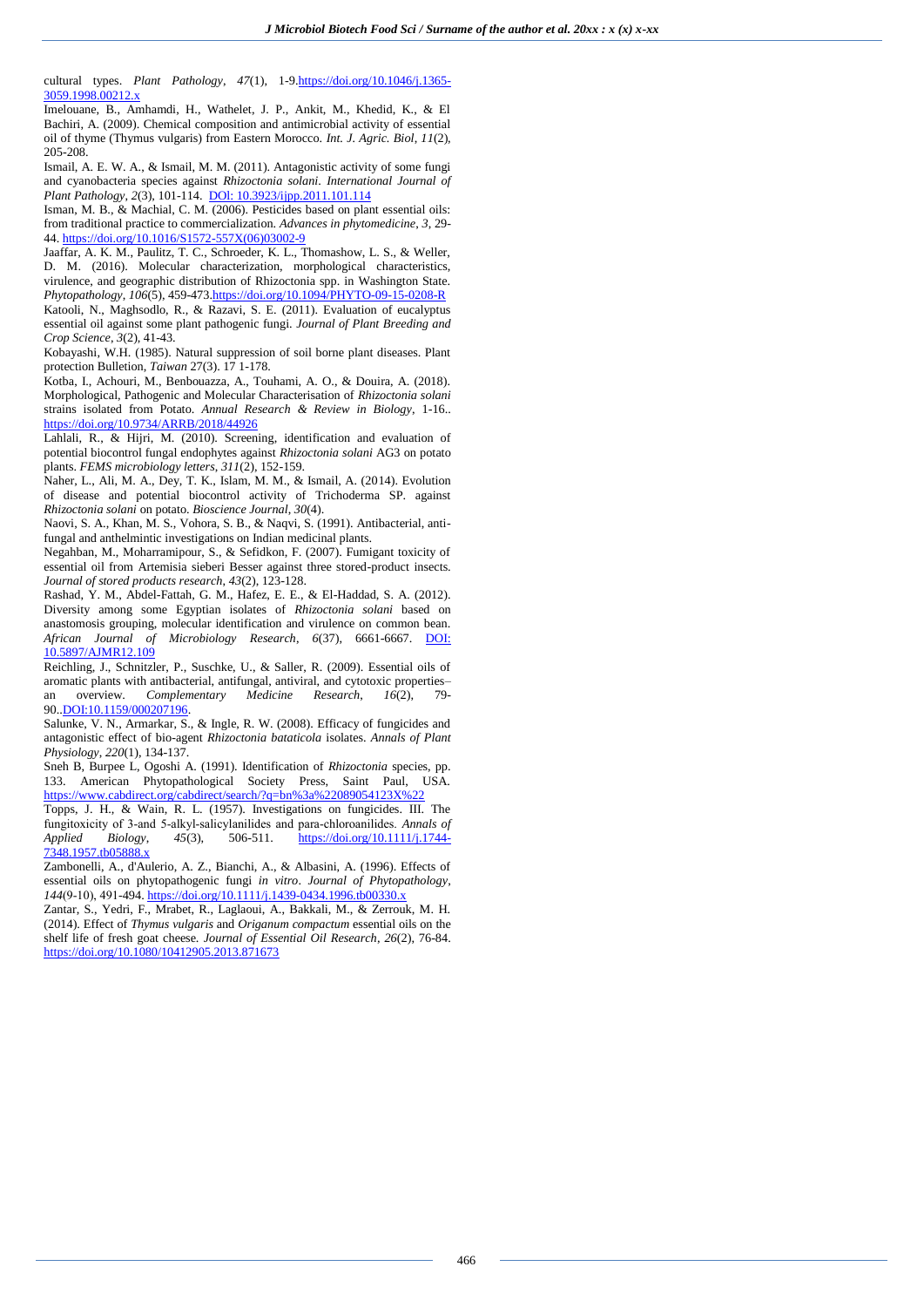cultural types. *Plant Pathology*, *47*(1), 1-9.https://doi.org/10.1046/j.1365-3059.1998.00212.x

Imelouane, B., Amhamdi, H., Wathelet, J. P., Ankit, M., Khedid, K., & El Bachiri, A. (2009). Chemical composition and antimicrobial activity of essential oil of thyme (Thymus vulgaris) from Eastern Morocco. *Int. J. Agric. Biol*, *11*(2), 205-208.

Ismail, A. E. W. A., & Ismail, M. M. (2011). Antagonistic activity of some fungi and cyanobacteria species against *Rhizoctonia solani*. *International Journal of Plant Pathology*, *2*(3), 101-114. DOI: 10.3923/ijpp.2011.101.114

Isman, M. B., & Machial, C. M. (2006). Pesticides based on plant essential oils: from traditional practice to commercialization. *Advances in phytomedicine*, *3*, 29-44. https://doi.org/10.1016/S1572-557X(06)03002-9

Jaaffar, A. K. M., Paulitz, T. C., Schroeder, K. L., Thomashow, L. S., & Weller, D. M. (2016). Molecular characterization, morphological characteristics, virulence, and geographic distribution of Rhizoctonia spp. in Washington State. *Phytopathology*, *106*(5), 459-473.https://doi.org/10.1094/PHYTO-09-15-0208-R

Katooli, N., Maghsodlo, R., & Razavi, S. E. (2011). Evaluation of eucalyptus essential oil against some plant pathogenic fungi. *Journal of Plant Breeding and Crop Science*, *3*(2), 41-43.

Kobayashi, W.H. (1985). Natural suppression of soil borne plant diseases. Plant protection Bulletion, *Taiwan* 27(3). 17 1-178.

Kotba, I., Achouri, M., Benbouazza, A., Touhami, A. O., & Douira, A. (2018). Morphological, Pathogenic and Molecular Characterisation of *Rhizoctonia solani* strains isolated from Potato. *Annual Research & Review in Biology*, 1-16.. https://doi.org/10.9734/ARRB/2018/44926

Lahlali, R., & Hijri, M. (2010). Screening, identification and evaluation of potential biocontrol fungal endophytes against *Rhizoctonia solani* AG3 on potato plants. *FEMS microbiology letters*, *311*(2), 152-159.

Naher, L., Ali, M. A., Dey, T. K., Islam, M. M., & Ismail, A. (2014). Evolution of disease and potential biocontrol activity of Trichoderma SP. against *Rhizoctonia solani* on potato. *Bioscience Journal*, *30*(4).

Naovi, S. A., Khan, M. S., Vohora, S. B., & Naqvi, S. (1991). Antibacterial, anti-fungal and anthelmintic investigations on Indian medicinal plants.

Negahban, M., Moharramipour, S., & Sefidkon, F. (2007). Fumigant toxicity of essential oil from Artemisia sieberi Besser against three stored-product insects. *Journal of stored products research*, *43*(2), 123-128.

Rashad, Y. M., Abdel-Fattah, G. M., Hafez, E. E., & El-Haddad, S. A. (2012). Diversity among some Egyptian isolates of *Rhizoctonia solani* based on anastomosis grouping, molecular identification and virulence on common bean. *African Journal of Microbiology Research*, *6*(37), 6661-6667. DOI: 10.5897/AJMR12.109

Reichling, J., Schnitzler, P., Suschke, U., & Saller, R. (2009). Essential oils of aromatic plants with antibacterial, antifungal, antiviral, and cytotoxic properties– an overview. *Complementary Medicine Research*, *16*(2), 79-90..DOI:10.1159/000207196.

Salunke, V. N., Armarkar, S., & Ingle, R. W. (2008). Efficacy of fungicides and antagonistic effect of bio-agent *Rhizoctonia bataticola* isolates. *Annals of Plant Physiology*, *220*(1), 134-137.

Sneh B, Burpee L, Ogoshi A. (1991). Identification of *Rhizoctonia* species, pp. 133. American Phytopathological Society Press, Saint Paul, USA. https://www.cabdirect.org/cabdirect/search/?q=bn%3a%22089054123X%22

Topps, J. H., & Wain, R. L. (1957). Investigations on fungicides. III. The fungitoxicity of 3-and 5-alkyl-salicylanilides and para-chloroanilides. *Annals of Applied Biology*, *45*(3), 506-511. https://doi.org/10.1111/j.1744-7348.1957.tb05888.x

Zambonelli, A., d'Aulerio, A. Z., Bianchi, A., & Albasini, A. (1996). Effects of essential oils on phytopathogenic fungi *in vitro*. *Journal of Phytopathology*, *144*(9-10), 491-494. https://doi.org/10.1111/j.1439-0434.1996.tb00330.x

Zantar, S., Yedri, F., Mrabet, R., Laglaoui, A., Bakkali, M., & Zerrouk, M. H. (2014). Effect of *Thymus vulgaris* and *Origanum compactum* essential oils on the shelf life of fresh goat cheese. *Journal of Essential Oil Research*, *26*(2), 76-84. https://doi.org/10.1080/10412905.2013.871673